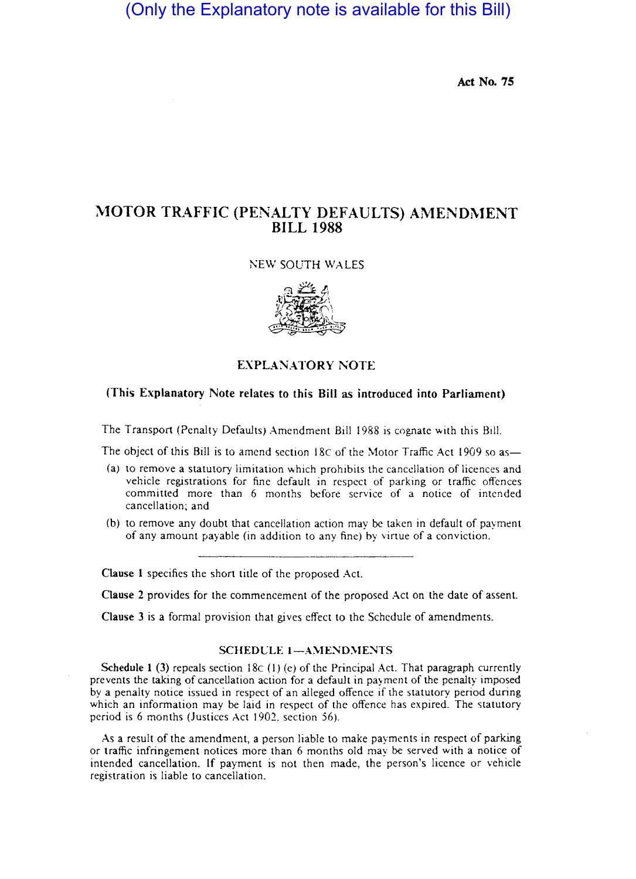(Only the Explanatory note is available for this Bill)

**Act No. 75**

# MOTOR TRAFFIC (PENALTY DEFAULTS) AMENDMENT BILL 1988

NEW SOUTH WALES

## EXPLANATORY NOTE

**(This Explanatory Note relates to this Bill as introduced into Parliament)**

The Transport (Penalty Defaults) Amendment Bill 1988 is cognate with this Bill.

The object of this Bill is to amend section 18C of the Motor Traffic Act 1909 so as—

(a) to remove a statutory limitation which prohibits the cancellation of licences and vehicle registrations for fine default in respect of parking or traffic offences committed more than 6 months before service of a notice of intended cancellation; and

(b) to remove any doubt that cancellation action may be taken in default of payment of any amount payable (in addition to any fine) by virtue of a conviction.

**Clause 1** specifies the short title of the proposed Act.

**Clause 2** provides for the commencement of the proposed Act on the date of assent.

**Clause 3** is a formal provision that gives effect to the Schedule of amendments.

### SCHEDULE 1—AMENDMENTS

**Schedule 1 (3)** repeals section 18C (1) (e) of the Principal Act. That paragraph currently prevents the taking of cancellation action for a default in payment of the penalty imposed by a penalty notice issued in respect of an alleged offence if the statutory period during which an information may be laid in respect of the offence has expired. The statutory period is 6 months (Justices Act 1902, section 56).

As a result of the amendment, a person liable to make payments in respect of parking or traffic infringement notices more than 6 months old may be served with a notice of intended cancellation. If payment is not then made, the person's licence or vehicle registration is liable to cancellation.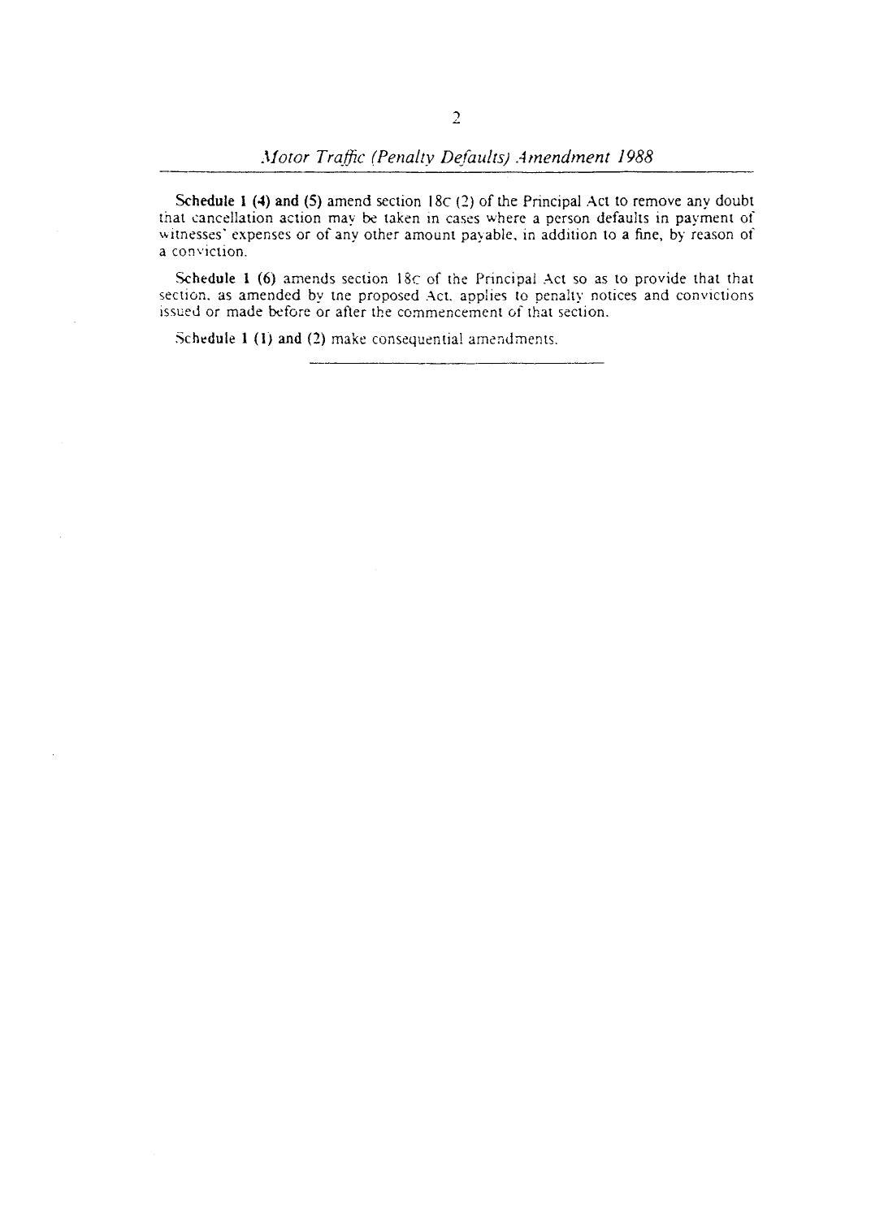**Schedule 1 (4) and (5)** amend section 18C (2) of the Principal Act to remove any doubt that cancellation action may be taken in cases where a person defaults in payment of witnesses' expenses or of any other amount payable, in addition to a fine, by reason of a conviction.

**Schedule 1 (6)** amends section 18C of the Principal Act so as to provide that that section, as amended by the proposed Act, applies to penalty notices and convictions issued or made before or after the commencement of that section.

**Schedule 1 (1) and (2)** make consequential amendments.